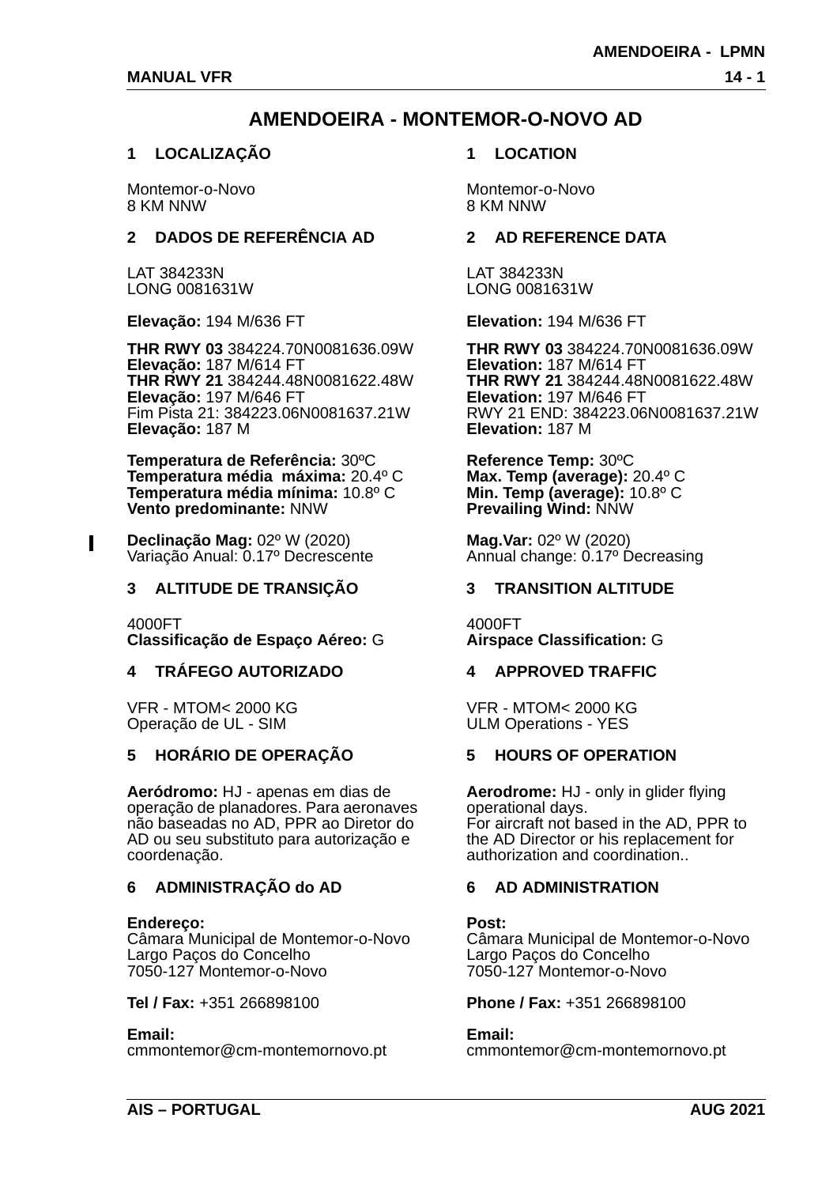# AMENDOEIRA - MONTEMOR-O-NOVO AD

## 1 LOCALIZAÇÃO

Montemor-o-Novo
8 KM NNW

## 2 DADOS DE REFERÊNCIA AD

LAT 384233N
LONG 0081631W

**Elevação:** 194 M/636 FT

**THR RWY 03** 384224.70N0081636.09W
**Elevação:** 187 M/614 FT
**THR RWY 21** 384244.48N0081622.48W
**Elevação:** 197 M/646 FT
Fim Pista 21: 384223.06N0081637.21W
**Elevação:** 187 M

**Temperatura de Referência:** 30ºC
**Temperatura média máxima:** 20.4º C
**Temperatura média mínima:** 10.8º C
**Vento predominante:** NNW

**Declinação Mag:** 02º W (2020)
Variação Anual: 0.17º Decrescente

## 3 ALTITUDE DE TRANSIÇÃO

4000FT
**Classificação de Espaço Aéreo:** G

## 4 TRÁFEGO AUTORIZADO

VFR - MTOM< 2000 KG
Operação de UL - SIM

## 5 HORÁRIO DE OPERAÇÃO

**Aeródromo:** HJ - apenas em dias de operação de planadores. Para aeronaves não baseadas no AD, PPR ao Diretor do AD ou seu substituto para autorização e coordenação.

## 6 ADMINISTRAÇÃO do AD

**Endereço:**
Câmara Municipal de Montemor-o-Novo
Largo Paços do Concelho
7050-127 Montemor-o-Novo

**Tel / Fax:** +351 266898100

**Email:**
cmmontemor@cm-montemornovo.pt

## 1 LOCATION

Montemor-o-Novo
8 KM NNW

## 2 AD REFERENCE DATA

LAT 384233N
LONG 0081631W

**Elevation:** 194 M/636 FT

**THR RWY 03** 384224.70N0081636.09W
**Elevation:** 187 M/614 FT
**THR RWY 21** 384244.48N0081622.48W
**Elevation:** 197 M/646 FT
RWY 21 END: 384223.06N0081637.21W
**Elevation:** 187 M

**Reference Temp:** 30ºC
**Max. Temp (average):** 20.4º C
**Min. Temp (average):** 10.8º C
**Prevailing Wind:** NNW

**Mag.Var:** 02º W (2020)
Annual change: 0.17º Decreasing

## 3 TRANSITION ALTITUDE

4000FT
**Airspace Classification:** G

## 4 APPROVED TRAFFIC

VFR - MTOM< 2000 KG
ULM Operations - YES

## 5 HOURS OF OPERATION

**Aerodrome:** HJ - only in glider flying operational days.
For aircraft not based in the AD, PPR to the AD Director or his replacement for authorization and coordination..

## 6 AD ADMINISTRATION

**Post:**
Câmara Municipal de Montemor-o-Novo
Largo Paços do Concelho
7050-127 Montemor-o-Novo

**Phone / Fax:** +351 266898100

**Email:**
cmmontemor@cm-montemornovo.pt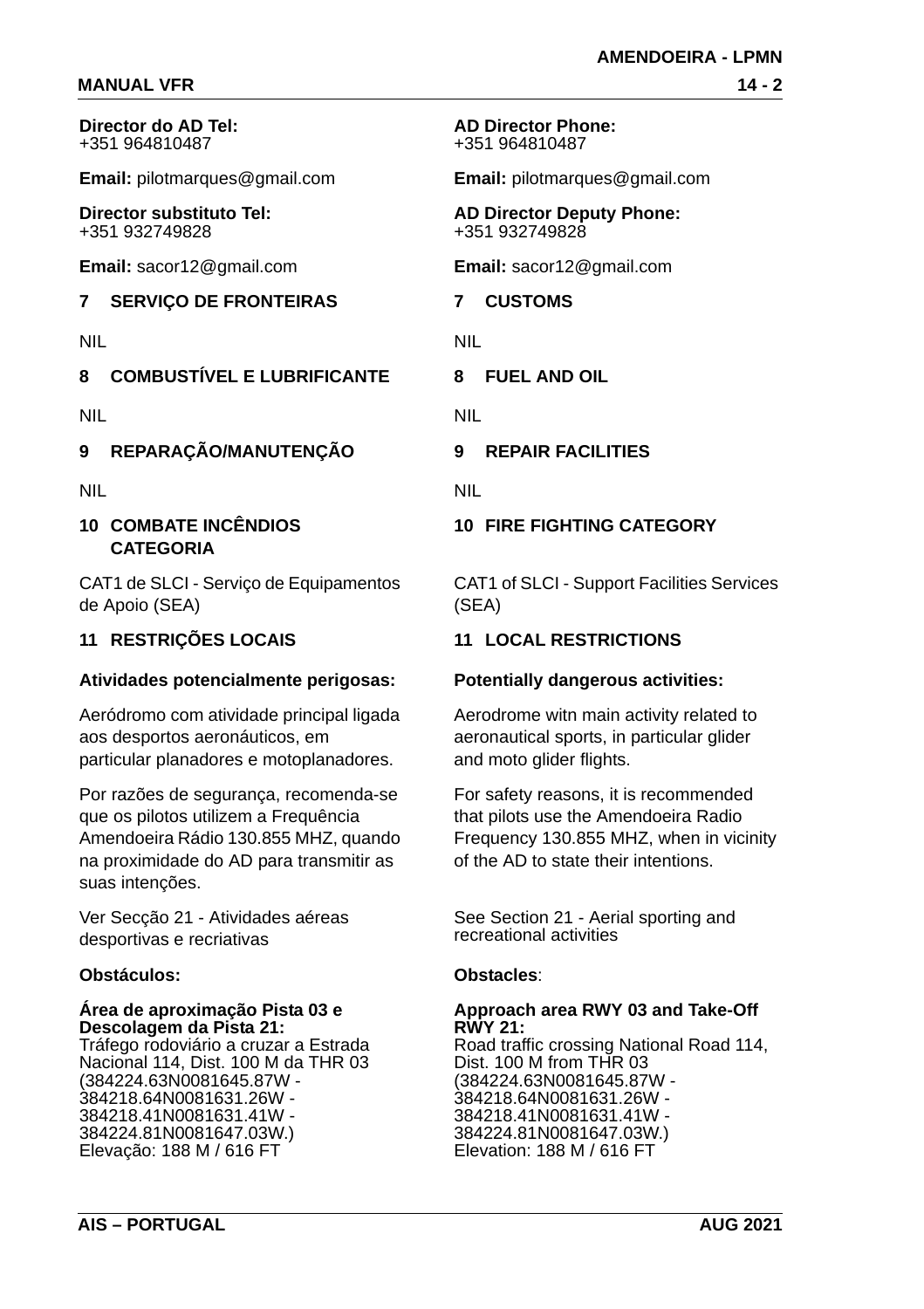**Director do AD Tel:**
+351 964810487

**Email:** pilotmarques@gmail.com

**Director substituto Tel:**
+351 932749828

**Email:** sacor12@gmail.com

## 7 SERVIÇO DE FRONTEIRAS

NIL

## 8 COMBUSTÍVEL E LUBRIFICANTE

NIL

## 9 REPARAÇÃO/MANUTENÇÃO

NIL

## 10 COMBATE INCÊNDIOS CATEGORIA

CAT1 de SLCI - Serviço de Equipamentos de Apoio (SEA)

## 11 RESTRIÇÕES LOCAIS

**Atividades potencialmente perigosas:**

Aeródromo com atividade principal ligada aos desportos aeronáuticos, em particular planadores e motoplanadores.

Por razões de segurança, recomenda-se que os pilotos utilizem a Frequência Amendoeira Rádio 130.855 MHZ, quando na proximidade do AD para transmitir as suas intenções.

Ver Secção 21 - Atividades aéreas desportivas e recriativas

**Obstáculos:**

**Área de aproximação Pista 03 e Descolagem da Pista 21:**
Tráfego rodoviário a cruzar a Estrada Nacional 114, Dist. 100 M da THR 03 (384224.63N0081645.87W - 384218.64N0081631.26W - 384218.41N0081631.41W - 384224.81N0081647.03W.)
Elevação: 188 M / 616 FT

**AD Director Phone:**
+351 964810487

**Email:** pilotmarques@gmail.com

**AD Director Deputy Phone:**
+351 932749828

**Email:** sacor12@gmail.com

## 7 CUSTOMS

NIL

## 8 FUEL AND OIL

NIL

## 9 REPAIR FACILITIES

NIL

## 10 FIRE FIGHTING CATEGORY

CAT1 of SLCI - Support Facilities Services (SEA)

## 11 LOCAL RESTRICTIONS

**Potentially dangerous activities:**

Aerodrome witn main activity related to aeronautical sports, in particular glider and moto glider flights.

For safety reasons, it is recommended that pilots use the Amendoeira Radio Frequency 130.855 MHZ, when in vicinity of the AD to state their intentions.

See Section 21 - Aerial sporting and recreational activities

**Obstacles**:

**Approach area RWY 03 and Take-Off RWY 21:**
Road traffic crossing National Road 114, Dist. 100 M from THR 03 (384224.63N0081645.87W - 384218.64N0081631.26W - 384218.41N0081631.41W - 384224.81N0081647.03W.)
Elevation: 188 M / 616 FT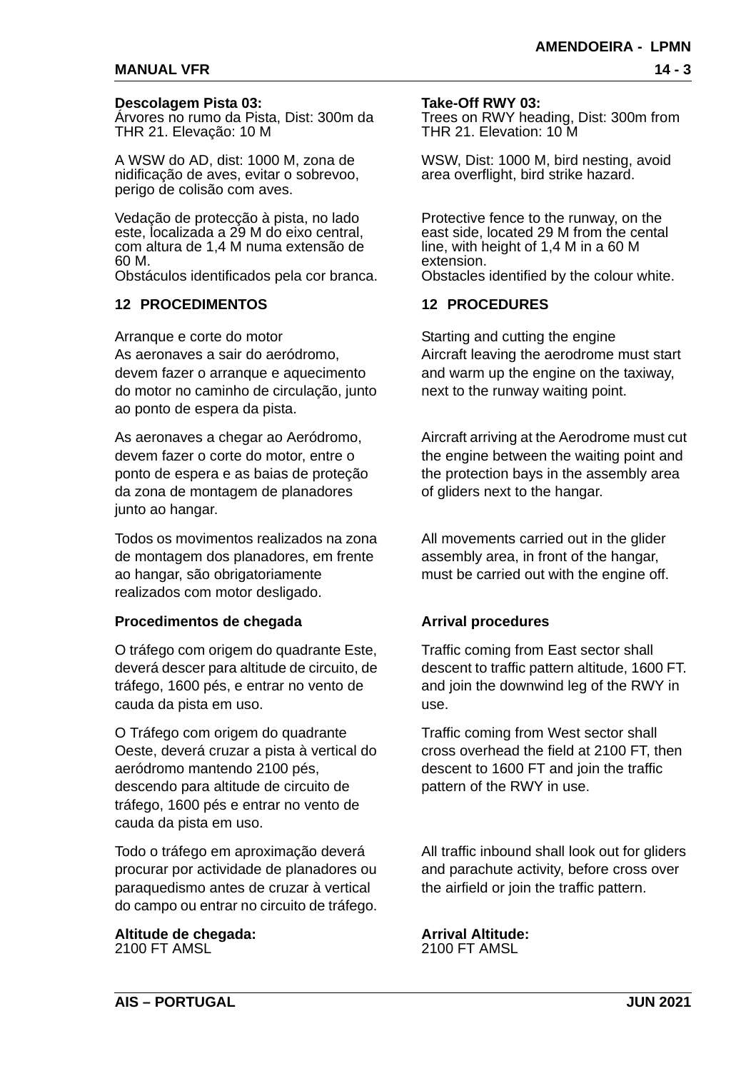**Descolagem Pista 03:**
Árvores no rumo da Pista, Dist: 300m da THR 21. Elevação: 10 M

A WSW do AD, dist: 1000 M, zona de nidificação de aves, evitar o sobrevoo, perigo de colisão com aves.

Vedação de protecção à pista, no lado este, localizada a 29 M do eixo central, com altura de 1,4 M numa extensão de 60 M.
Obstáculos identificados pela cor branca.

**Take-Off RWY 03:**
Trees on RWY heading, Dist: 300m from THR 21. Elevation: 10 M

WSW, Dist: 1000 M, bird nesting, avoid area overflight, bird strike hazard.

Protective fence to the runway, on the east side, located 29 M from the cental line, with height of 1,4 M in a 60 M extension.
Obstacles identified by the colour white.

## 12 PROCEDIMENTOS

Arranque e corte do motor
As aeronaves a sair do aeródromo, devem fazer o arranque e aquecimento do motor no caminho de circulação, junto ao ponto de espera da pista.

As aeronaves a chegar ao Aeródromo, devem fazer o corte do motor, entre o ponto de espera e as baias de proteção da zona de montagem de planadores junto ao hangar.

Todos os movimentos realizados na zona de montagem dos planadores, em frente ao hangar, são obrigatoriamente realizados com motor desligado.

**Procedimentos de chegada**

O tráfego com origem do quadrante Este, deverá descer para altitude de circuito, de tráfego, 1600 pés, e entrar no vento de cauda da pista em uso.

O Tráfego com origem do quadrante Oeste, deverá cruzar a pista à vertical do aeródromo mantendo 2100 pés, descendo para altitude de circuito de tráfego, 1600 pés e entrar no vento de cauda da pista em uso.

Todo o tráfego em aproximação deverá procurar por actividade de planadores ou paraquedismo antes de cruzar à vertical do campo ou entrar no circuito de tráfego.

**Altitude de chegada:**
2100 FT AMSL

## 12 PROCEDURES

Starting and cutting the engine
Aircraft leaving the aerodrome must start and warm up the engine on the taxiway, next to the runway waiting point.

Aircraft arriving at the Aerodrome must cut the engine between the waiting point and the protection bays in the assembly area of gliders next to the hangar.

All movements carried out in the glider assembly area, in front of the hangar, must be carried out with the engine off.

**Arrival procedures**

Traffic coming from East sector shall descent to traffic pattern altitude, 1600 FT. and join the downwind leg of the RWY in use.

Traffic coming from West sector shall cross overhead the field at 2100 FT, then descent to 1600 FT and join the traffic pattern of the RWY in use.

All traffic inbound shall look out for gliders and parachute activity, before cross over the airfield or join the traffic pattern.

**Arrival Altitude:**
2100 FT AMSL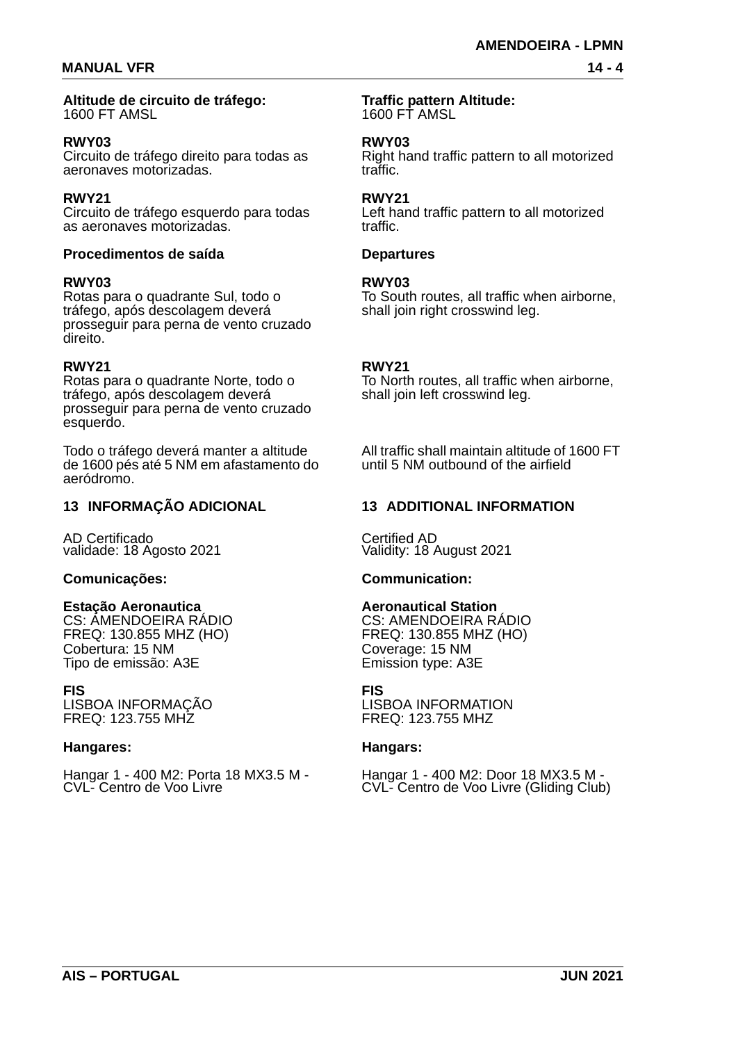**Altitude de circuito de tráfego:**
1600 FT AMSL

**RWY03**
Circuito de tráfego direito para todas as aeronaves motorizadas.

**RWY21**
Circuito de tráfego esquerdo para todas as aeronaves motorizadas.

**Procedimentos de saída**

**RWY03**
Rotas para o quadrante Sul, todo o tráfego, após descolagem deverá prosseguir para perna de vento cruzado direito.

**RWY21**
Rotas para o quadrante Norte, todo o tráfego, após descolagem deverá prosseguir para perna de vento cruzado esquerdo.

Todo o tráfego deverá manter a altitude de 1600 pés até 5 NM em afastamento do aeródromo.

## 13 INFORMAÇÃO ADICIONAL

AD Certificado
validade: 18 Agosto 2021

**Comunicações:**

**Estação Aeronautica**
CS: AMENDOEIRA RÁDIO
FREQ: 130.855 MHZ (HO)
Cobertura: 15 NM
Tipo de emissão: A3E

**FIS**
LISBOA INFORMAÇÃO
FREQ: 123.755 MHZ

**Hangares:**

Hangar 1 - 400 M2: Porta 18 MX3.5 M - CVL- Centro de Voo Livre

**Traffic pattern Altitude:**
1600 FT AMSL

**RWY03**
Right hand traffic pattern to all motorized traffic.

**RWY21**
Left hand traffic pattern to all motorized traffic.

**Departures**

**RWY03**
To South routes, all traffic when airborne, shall join right crosswind leg.

**RWY21**
To North routes, all traffic when airborne, shall join left crosswind leg.

All traffic shall maintain altitude of 1600 FT until 5 NM outbound of the airfield

## 13 ADDITIONAL INFORMATION

Certified AD
Validity: 18 August 2021

**Communication:**

**Aeronautical Station**
CS: AMENDOEIRA RÁDIO
FREQ: 130.855 MHZ (HO)
Coverage: 15 NM
Emission type: A3E

**FIS**
LISBOA INFORMATION
FREQ: 123.755 MHZ

**Hangars:**

Hangar 1 - 400 M2: Door 18 MX3.5 M - CVL- Centro de Voo Livre (Gliding Club)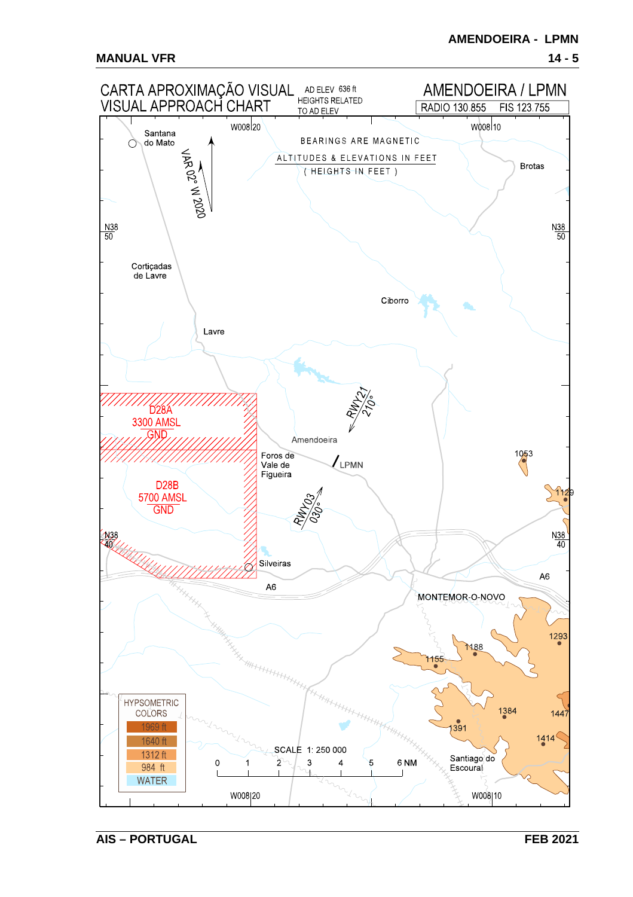# CARTA APROXIMAÇÃO VISUAL
# VISUAL APPROACH CHART

AD ELEV 636 ft
HEIGHTS RELATED TO AD ELEV

## AMENDOEIRA / LPMN

RADIO 130.855 FIS 123.755

BEARINGS ARE MAGNETIC

ALTITUDES & ELEVATIONS IN FEET

( HEIGHTS IN FEET )

VAR 02° W 2020

W008|20

W008|10

N38 50

N38 40

Santana do Mato

Brotas

Cortiçadas de Lavre

Ciborro

Lavre

RWY21 210°

D28A
3300 AMSL
GND

D28B
5700 AMSL
GND

Amendoeira

Foros de Vale de Figueira

LPMN

RWY03 030°

1053

1129

Silveiras

A6

A6

MONTEMOR-O-NOVO

1293

1188

1155

1384

1447

1391

1414

Santiago do Escoural

| HYPSOMETRIC COLORS |
| --- |
| 1969 ft |
| 1640 ft |
| 1312 ft |
| 984 ft |
| WATER |

SCALE 1: 250 000

0 1 2 3 4 5 6 NM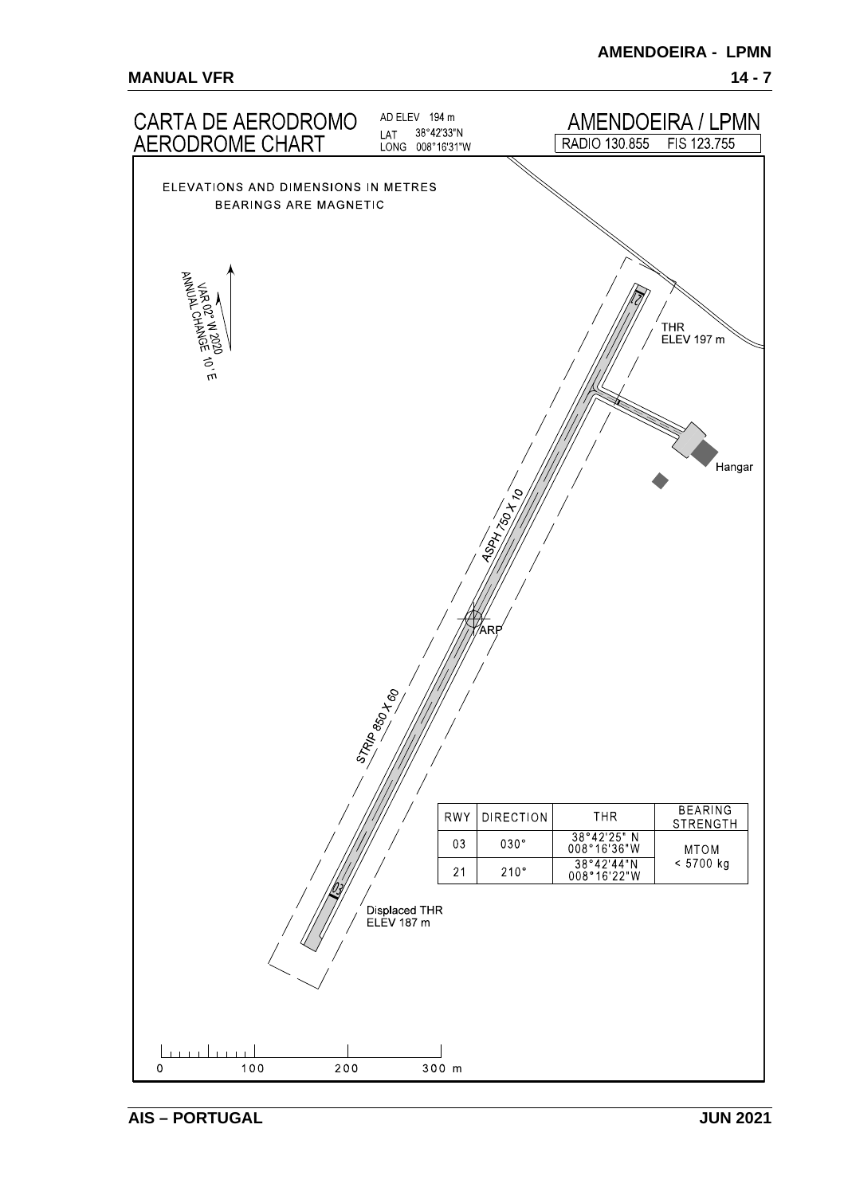# CARTA DE AERODROMO
# AERODROME CHART

AD ELEV 194 m
LAT 38°42'33"N
LONG 008°16'31"W

## AMENDOEIRA / LPMN

RADIO 130.855 FIS 123.755

ELEVATIONS AND DIMENSIONS IN METRES
BEARINGS ARE MAGNETIC

VAR 02° W 2020
ANNUAL CHANGE 10' E

THR
ELEV 197 m

Hangar

ASPH 750 X 10

ARP

STRIP 850 X 60

Displaced THR
ELEV 187 m

| RWY | DIRECTION | THR | BEARING STRENGTH |
|---|---|---|---|
| 03 | 030° | 38°42'25" N 008°16'36"W | MTOM < 5700 kg |
| 21 | 210° | 38°42'44"N 008°16'22"W | |

0 100 200 300 m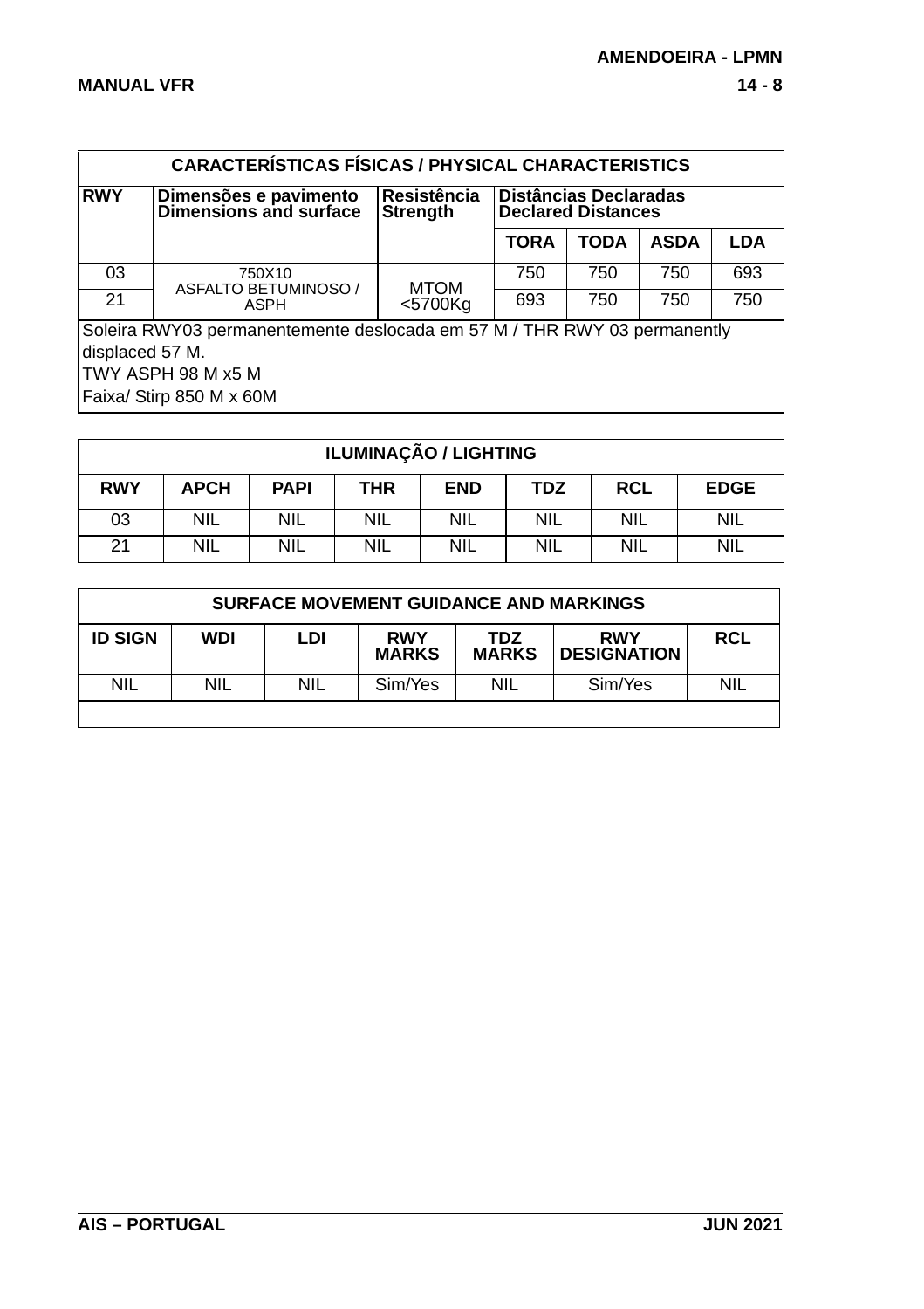## CARACTERÍSTICAS FÍSICAS / PHYSICAL CHARACTERISTICS

| RWY | Dimensões e pavimento Dimensions and surface | Resistência Strength | Distâncias Declaradas Declared Distances | | | |
|---|---|---|---|---|---|---|
| | | | TORA | TODA | ASDA | LDA |
| 03 | 750X10 ASFALTO BETUMINOSO / ASPH | MTOM <5700Kg | 750 | 750 | 750 | 693 |
| 21 | | | 693 | 750 | 750 | 750 |

Soleira RWY03 permanentemente deslocada em 57 M / THR RWY 03 permanently displaced 57 M.
TWY ASPH 98 M x5 M
Faixa/ Stirp 850 M x 60M

## ILUMINAÇÃO / LIGHTING

| RWY | APCH | PAPI | THR | END | TDZ | RCL | EDGE |
|---|---|---|---|---|---|---|---|
| 03 | NIL | NIL | NIL | NIL | NIL | NIL | NIL |
| 21 | NIL | NIL | NIL | NIL | NIL | NIL | NIL |

## SURFACE MOVEMENT GUIDANCE AND MARKINGS

| ID SIGN | WDI | LDI | RWY MARKS | TDZ MARKS | RWY DESIGNATION | RCL |
|---|---|---|---|---|---|---|
| NIL | NIL | NIL | Sim/Yes | NIL | Sim/Yes | NIL |